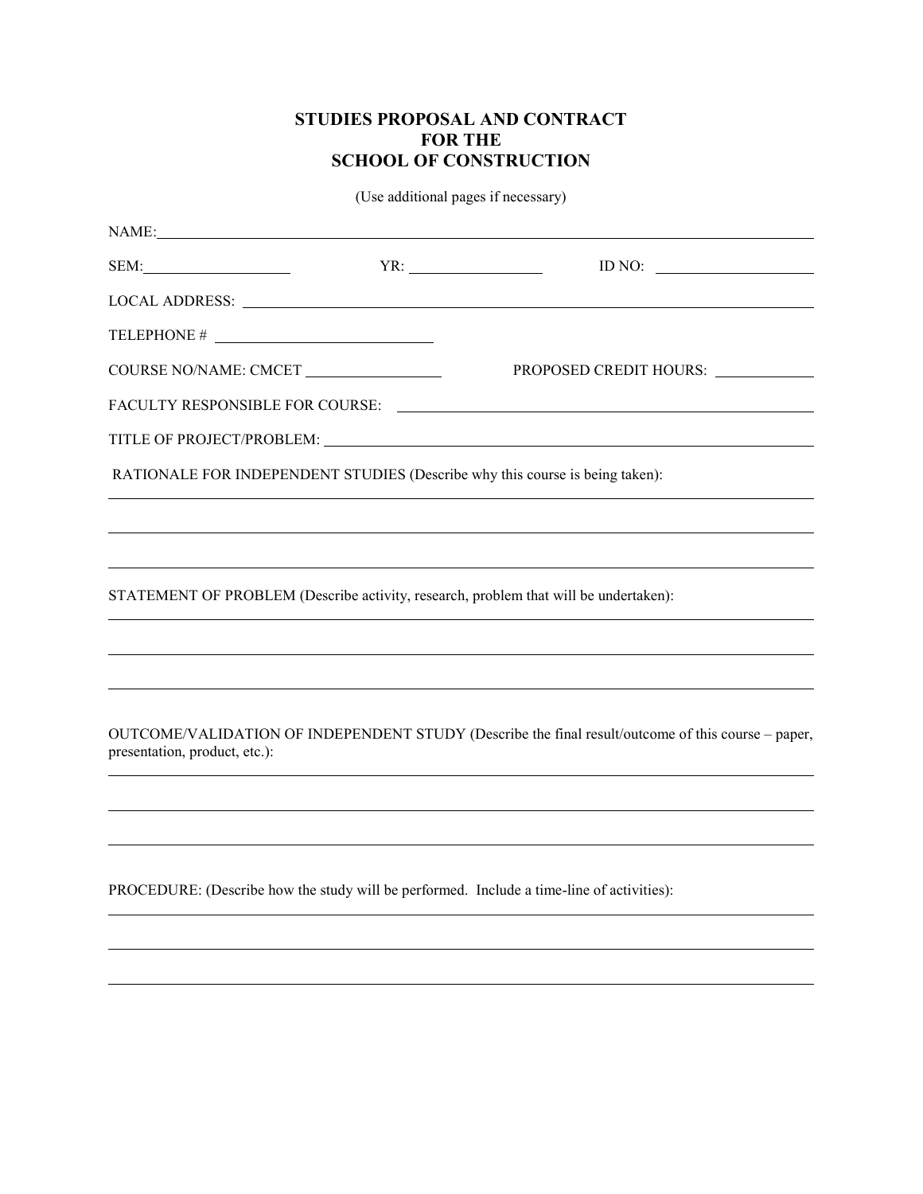# STUDIES PROPOSAL AND CONTRACT FOR THE SCHOOL OF CONSTRUCTION

(Use additional pages if necessary)

NAME: \_\_\_\_\_\_\_\_\_\_\_\_\_\_\_\_\_\_\_\_\_\_\_\_\_\_\_\_\_\_\_\_\_\_\_\_\_\_\_\_\_\_\_\_\_\_\_\_

SEM: \_\_\_\_\_\_\_\_\_\_\_\_ YR: \_\_\_\_\_\_\_\_\_\_\_\_ ID NO: \_\_\_\_\_\_\_\_\_\_\_\_

LOCAL ADDRESS: \_\_\_\_\_\_\_\_\_\_\_\_\_\_\_\_\_\_\_\_\_\_\_\_\_\_\_\_\_\_\_\_\_\_\_\_\_\_\_\_

TELEPHONE # \_\_\_\_\_\_\_\_\_\_\_\_\_\_\_\_\_\_\_\_

COURSE NO/NAME: CMCET \_\_\_\_\_\_\_\_\_\_\_\_ PROPOSED CREDIT HOURS: \_\_\_\_\_\_\_\_

FACULTY RESPONSIBLE FOR COURSE: \_\_\_\_\_\_\_\_\_\_\_\_\_\_\_\_\_\_\_\_\_\_\_\_\_\_\_\_\_\_\_\_

TITLE OF PROJECT/PROBLEM: \_\_\_\_\_\_\_\_\_\_\_\_\_\_\_\_\_\_\_\_\_\_\_\_\_\_\_\_\_\_\_\_\_\_\_\_

RATIONALE FOR INDEPENDENT STUDIES (Describe why this course is being taken):

\_\_\_\_\_\_\_\_\_\_\_\_\_\_\_\_\_\_\_\_\_\_\_\_\_\_\_\_\_\_\_\_\_\_\_\_\_\_\_\_\_\_\_\_\_\_\_\_\_\_\_\_\_\_\_\_

\_\_\_\_\_\_\_\_\_\_\_\_\_\_\_\_\_\_\_\_\_\_\_\_\_\_\_\_\_\_\_\_\_\_\_\_\_\_\_\_\_\_\_\_\_\_\_\_\_\_\_\_\_\_\_\_

\_\_\_\_\_\_\_\_\_\_\_\_\_\_\_\_\_\_\_\_\_\_\_\_\_\_\_\_\_\_\_\_\_\_\_\_\_\_\_\_\_\_\_\_\_\_\_\_\_\_\_\_\_\_\_\_

STATEMENT OF PROBLEM (Describe activity, research, problem that will be undertaken):

\_\_\_\_\_\_\_\_\_\_\_\_\_\_\_\_\_\_\_\_\_\_\_\_\_\_\_\_\_\_\_\_\_\_\_\_\_\_\_\_\_\_\_\_\_\_\_\_\_\_\_\_\_\_\_\_

\_\_\_\_\_\_\_\_\_\_\_\_\_\_\_\_\_\_\_\_\_\_\_\_\_\_\_\_\_\_\_\_\_\_\_\_\_\_\_\_\_\_\_\_\_\_\_\_\_\_\_\_\_\_\_\_

\_\_\_\_\_\_\_\_\_\_\_\_\_\_\_\_\_\_\_\_\_\_\_\_\_\_\_\_\_\_\_\_\_\_\_\_\_\_\_\_\_\_\_\_\_\_\_\_\_\_\_\_\_\_\_\_

OUTCOME/VALIDATION OF INDEPENDENT STUDY (Describe the final result/outcome of this course – paper, presentation, product, etc.):

\_\_\_\_\_\_\_\_\_\_\_\_\_\_\_\_\_\_\_\_\_\_\_\_\_\_\_\_\_\_\_\_\_\_\_\_\_\_\_\_\_\_\_\_\_\_\_\_\_\_\_\_\_\_\_\_

\_\_\_\_\_\_\_\_\_\_\_\_\_\_\_\_\_\_\_\_\_\_\_\_\_\_\_\_\_\_\_\_\_\_\_\_\_\_\_\_\_\_\_\_\_\_\_\_\_\_\_\_\_\_\_\_

\_\_\_\_\_\_\_\_\_\_\_\_\_\_\_\_\_\_\_\_\_\_\_\_\_\_\_\_\_\_\_\_\_\_\_\_\_\_\_\_\_\_\_\_\_\_\_\_\_\_\_\_\_\_\_\_

PROCEDURE: (Describe how the study will be performed. Include a time-line of activities):

\_\_\_\_\_\_\_\_\_\_\_\_\_\_\_\_\_\_\_\_\_\_\_\_\_\_\_\_\_\_\_\_\_\_\_\_\_\_\_\_\_\_\_\_\_\_\_\_\_\_\_\_\_\_\_\_

\_\_\_\_\_\_\_\_\_\_\_\_\_\_\_\_\_\_\_\_\_\_\_\_\_\_\_\_\_\_\_\_\_\_\_\_\_\_\_\_\_\_\_\_\_\_\_\_\_\_\_\_\_\_\_\_

\_\_\_\_\_\_\_\_\_\_\_\_\_\_\_\_\_\_\_\_\_\_\_\_\_\_\_\_\_\_\_\_\_\_\_\_\_\_\_\_\_\_\_\_\_\_\_\_\_\_\_\_\_\_\_\_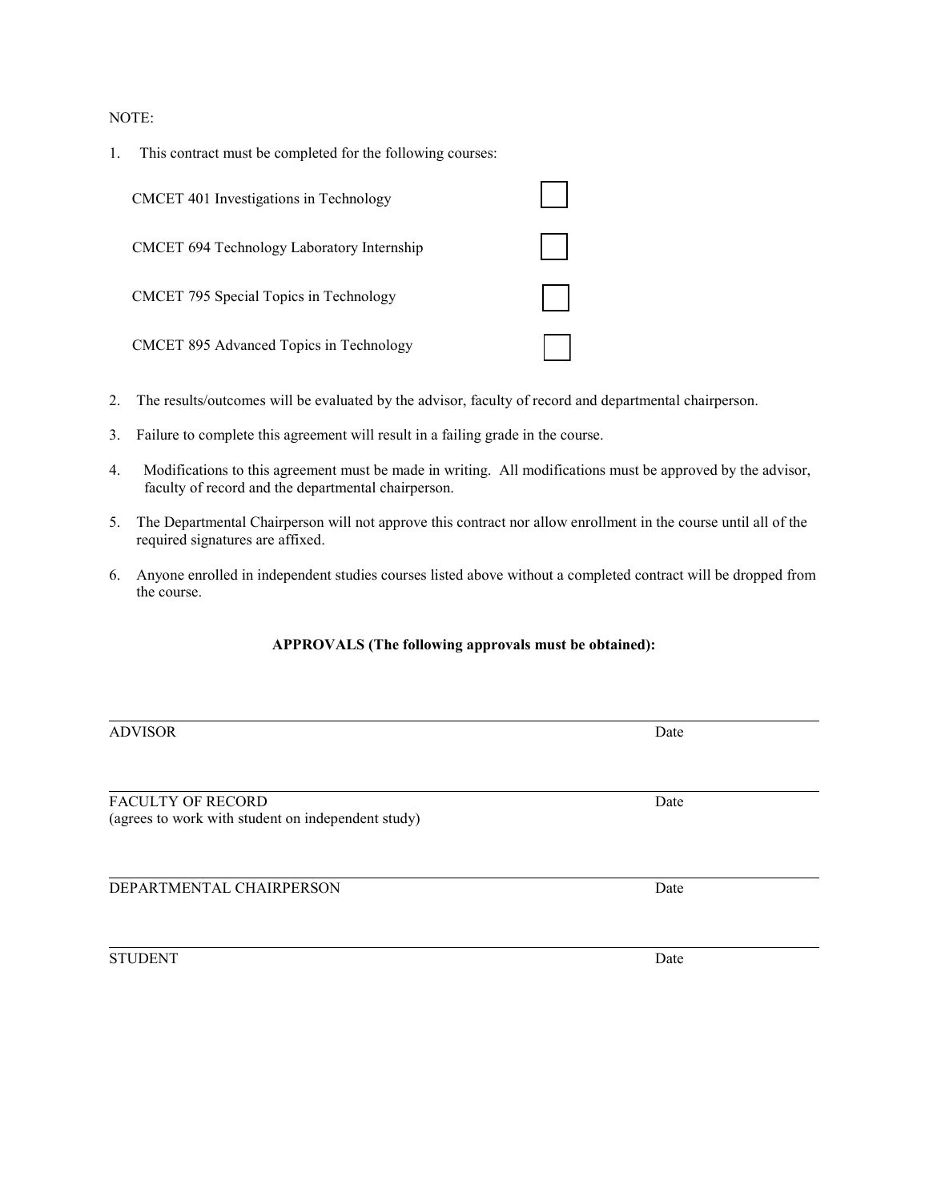NOTE:

1. This contract must be completed for the following courses:

   - CMCET 401 Investigations in Technology ☐
   - CMCET 694 Technology Laboratory Internship ☐
   - CMCET 795 Special Topics in Technology ☐
   - CMCET 895 Advanced Topics in Technology ☐

2. The results/outcomes will be evaluated by the advisor, faculty of record and departmental chairperson.

3. Failure to complete this agreement will result in a failing grade in the course.

4. Modifications to this agreement must be made in writing. All modifications must be approved by the advisor, faculty of record and the departmental chairperson.

5. The Departmental Chairperson will not approve this contract nor allow enrollment in the course until all of the required signatures are affixed.

6. Anyone enrolled in independent studies courses listed above without a completed contract will be dropped from the course.

**APPROVALS (The following approvals must be obtained):**

______________________________________________________________________

ADVISOR Date

______________________________________________________________________

FACULTY OF RECORD Date
(agrees to work with student on independent study)

______________________________________________________________________

DEPARTMENTAL CHAIRPERSON Date

______________________________________________________________________

STUDENT Date